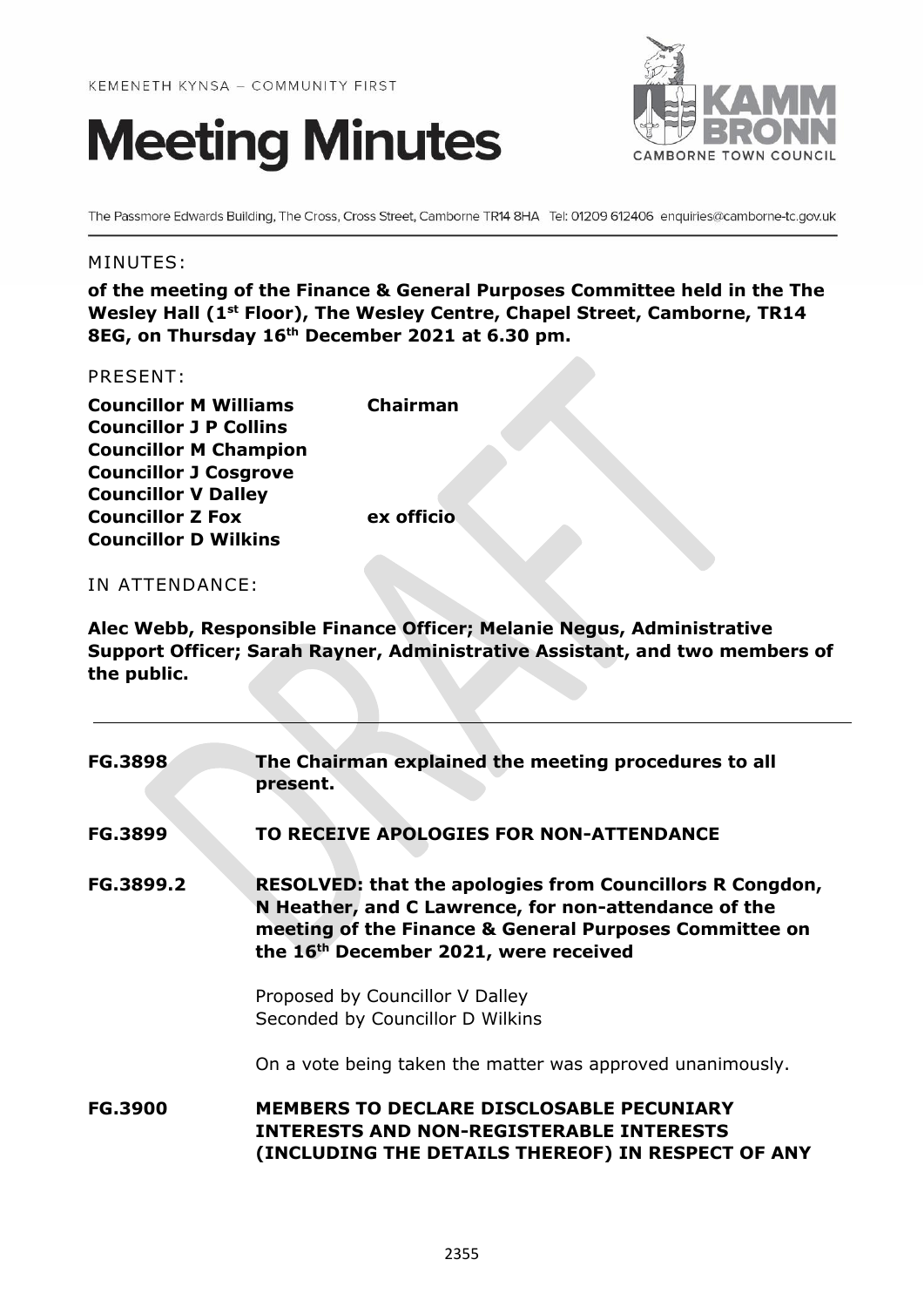KEMENETH KYNSA – COMMUNITY FIRST

# Meeting Minutes

KAMM BRONN
CAMBORNE TOWN COUNCIL

The Passmore Edwards Building, The Cross, Cross Street, Camborne TR14 8HA Tel: 01209 612406 enquiries@camborne-tc.gov.uk

MINUTES:

**of the meeting of the Finance & General Purposes Committee held in the The Wesley Hall (1st Floor), The Wesley Centre, Chapel Street, Camborne, TR14 8EG, on Thursday 16th December 2021 at 6.30 pm.**

PRESENT:

| | |
|---|---|
| **Councillor M Williams** | **Chairman** |
| **Councillor J P Collins** | |
| **Councillor M Champion** | |
| **Councillor J Cosgrove** | |
| **Councillor V Dalley** | |
| **Councillor Z Fox** | **ex officio** |
| **Councillor D Wilkins** | |

IN ATTENDANCE:

**Alec Webb, Responsible Finance Officer; Melanie Negus, Administrative Support Officer; Sarah Rayner, Administrative Assistant, and two members of the public.**

---

**FG.3898** **The Chairman explained the meeting procedures to all present.**

**FG.3899** **TO RECEIVE APOLOGIES FOR NON-ATTENDANCE**

**FG.3899.2** **RESOLVED: that the apologies from Councillors R Congdon, N Heather, and C Lawrence, for non-attendance of the meeting of the Finance & General Purposes Committee on the 16th December 2021, were received**

Proposed by Councillor V Dalley
Seconded by Councillor D Wilkins

On a vote being taken the matter was approved unanimously.

**FG.3900** **MEMBERS TO DECLARE DISCLOSABLE PECUNIARY INTERESTS AND NON-REGISTERABLE INTERESTS (INCLUDING THE DETAILS THEREOF) IN RESPECT OF ANY**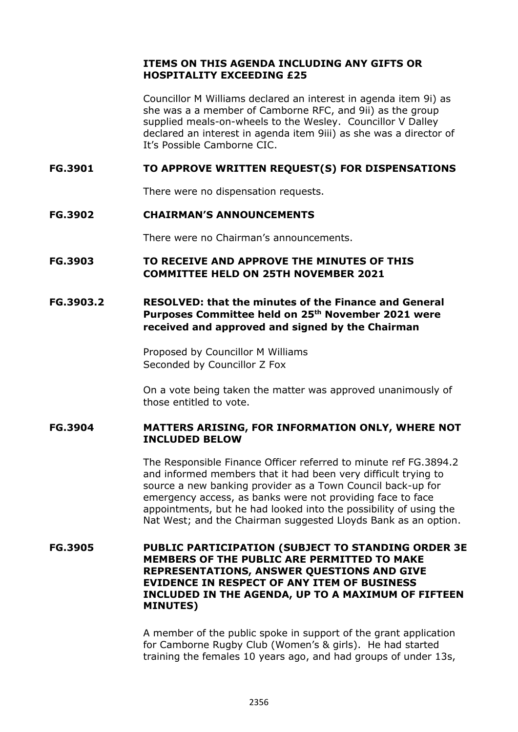**ITEMS ON THIS AGENDA INCLUDING ANY GIFTS OR HOSPITALITY EXCEEDING £25**

Councillor M Williams declared an interest in agenda item 9i) as she was a a member of Camborne RFC, and 9ii) as the group supplied meals-on-wheels to the Wesley. Councillor V Dalley declared an interest in agenda item 9iii) as she was a director of It's Possible Camborne CIC.

**FG.3901 TO APPROVE WRITTEN REQUEST(S) FOR DISPENSATIONS**

There were no dispensation requests.

**FG.3902 CHAIRMAN'S ANNOUNCEMENTS**

There were no Chairman's announcements.

**FG.3903 TO RECEIVE AND APPROVE THE MINUTES OF THIS COMMITTEE HELD ON 25TH NOVEMBER 2021**

**FG.3903.2 RESOLVED: that the minutes of the Finance and General Purposes Committee held on 25th November 2021 were received and approved and signed by the Chairman**

Proposed by Councillor M Williams
Seconded by Councillor Z Fox

On a vote being taken the matter was approved unanimously of those entitled to vote.

**FG.3904 MATTERS ARISING, FOR INFORMATION ONLY, WHERE NOT INCLUDED BELOW**

The Responsible Finance Officer referred to minute ref FG.3894.2 and informed members that it had been very difficult trying to source a new banking provider as a Town Council back-up for emergency access, as banks were not providing face to face appointments, but he had looked into the possibility of using the Nat West; and the Chairman suggested Lloyds Bank as an option.

**FG.3905 PUBLIC PARTICIPATION (SUBJECT TO STANDING ORDER 3E MEMBERS OF THE PUBLIC ARE PERMITTED TO MAKE REPRESENTATIONS, ANSWER QUESTIONS AND GIVE EVIDENCE IN RESPECT OF ANY ITEM OF BUSINESS INCLUDED IN THE AGENDA, UP TO A MAXIMUM OF FIFTEEN MINUTES)**

A member of the public spoke in support of the grant application for Camborne Rugby Club (Women's & girls). He had started training the females 10 years ago, and had groups of under 13s,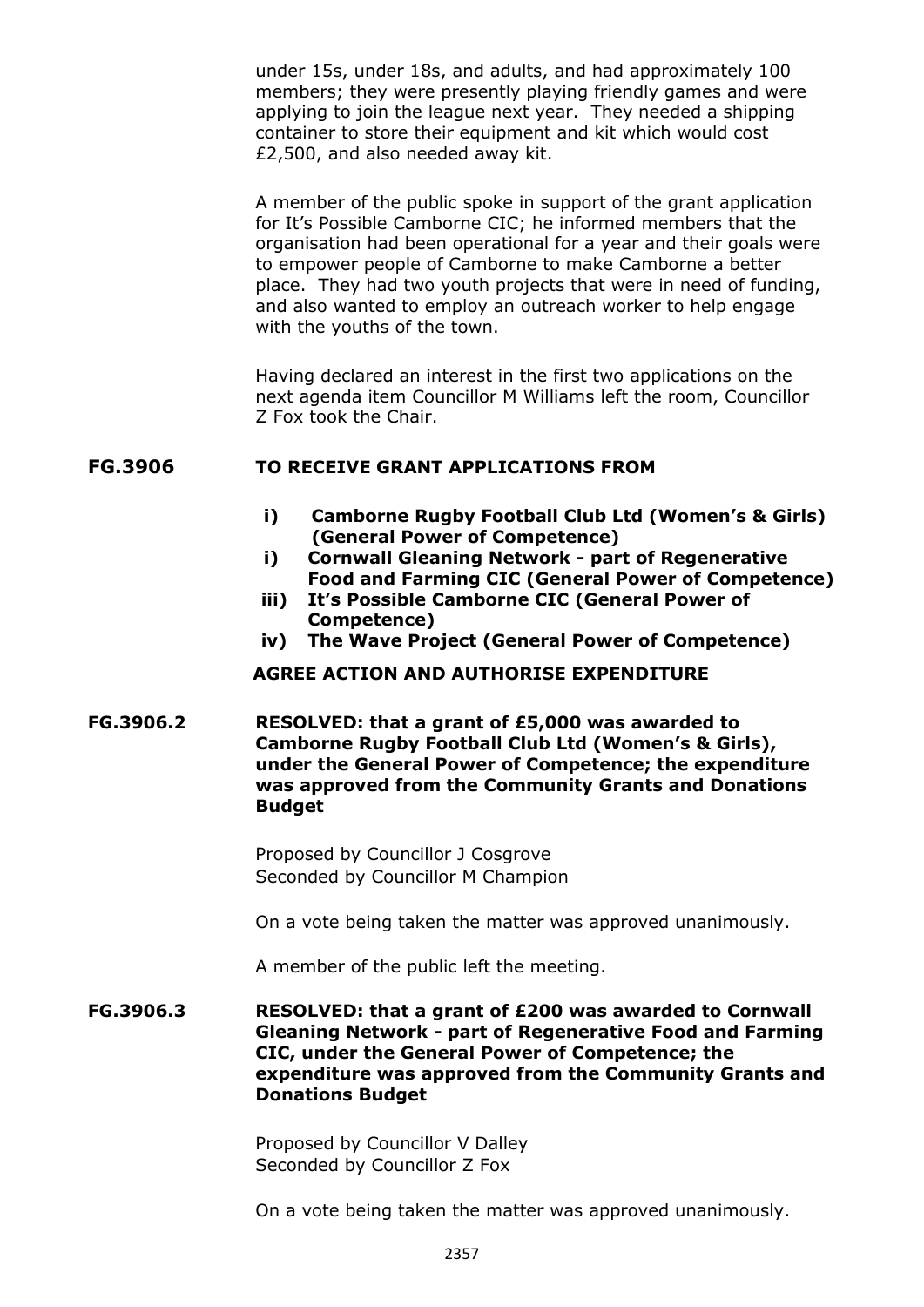under 15s, under 18s, and adults, and had approximately 100 members; they were presently playing friendly games and were applying to join the league next year. They needed a shipping container to store their equipment and kit which would cost £2,500, and also needed away kit.

A member of the public spoke in support of the grant application for It's Possible Camborne CIC; he informed members that the organisation had been operational for a year and their goals were to empower people of Camborne to make Camborne a better place. They had two youth projects that were in need of funding, and also wanted to employ an outreach worker to help engage with the youths of the town.

Having declared an interest in the first two applications on the next agenda item Councillor M Williams left the room, Councillor Z Fox took the Chair.

**FG.3906 TO RECEIVE GRANT APPLICATIONS FROM**

- **i) Camborne Rugby Football Club Ltd (Women's & Girls) (General Power of Competence)**
- **i) Cornwall Gleaning Network - part of Regenerative Food and Farming CIC (General Power of Competence)**
- **iii) It's Possible Camborne CIC (General Power of Competence)**
- **iv) The Wave Project (General Power of Competence)**

**AGREE ACTION AND AUTHORISE EXPENDITURE**

**FG.3906.2 RESOLVED: that a grant of £5,000 was awarded to Camborne Rugby Football Club Ltd (Women's & Girls), under the General Power of Competence; the expenditure was approved from the Community Grants and Donations Budget**

Proposed by Councillor J Cosgrove
Seconded by Councillor M Champion

On a vote being taken the matter was approved unanimously.

A member of the public left the meeting.

**FG.3906.3 RESOLVED: that a grant of £200 was awarded to Cornwall Gleaning Network - part of Regenerative Food and Farming CIC, under the General Power of Competence; the expenditure was approved from the Community Grants and Donations Budget**

Proposed by Councillor V Dalley
Seconded by Councillor Z Fox

On a vote being taken the matter was approved unanimously.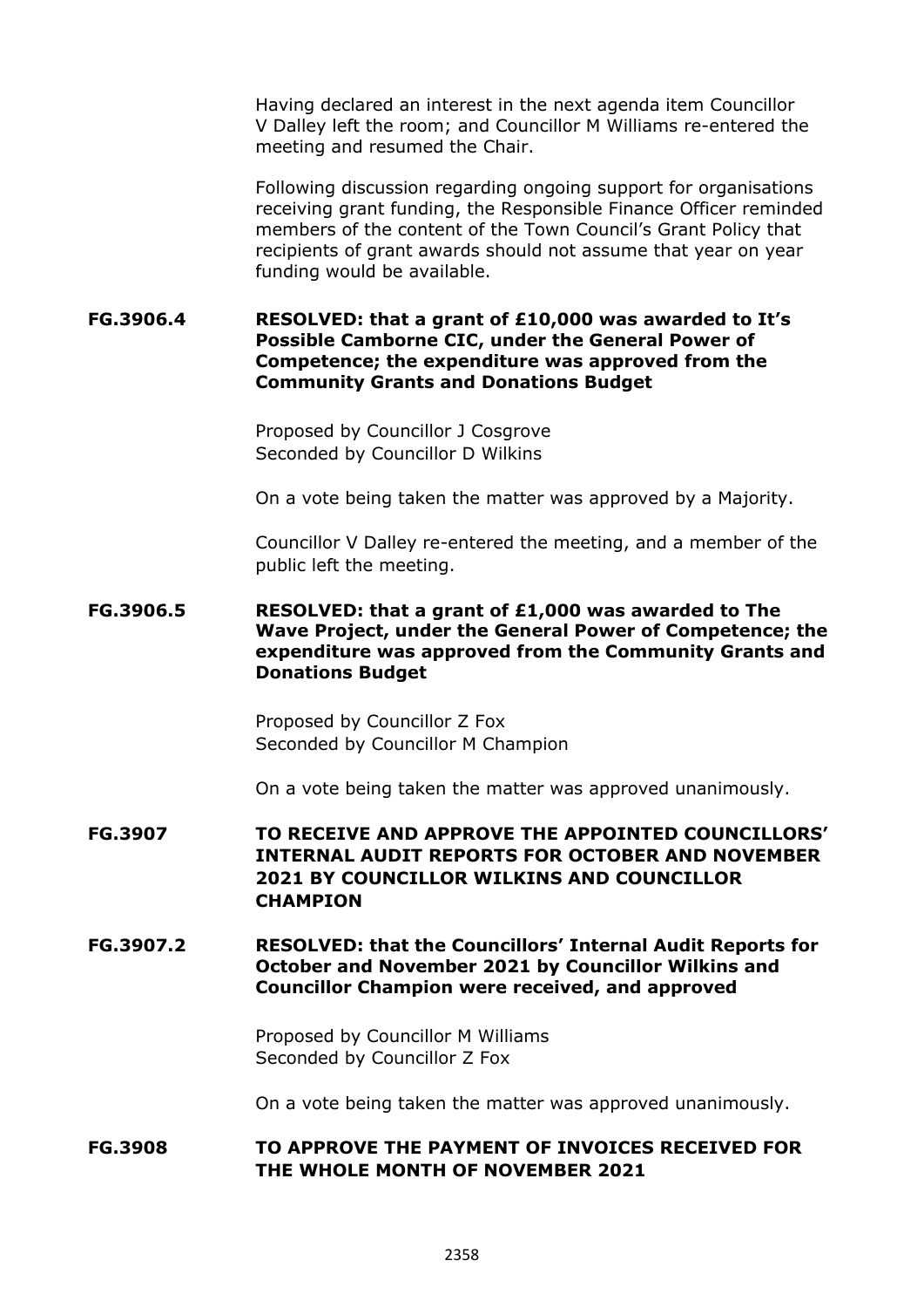Having declared an interest in the next agenda item Councillor V Dalley left the room; and Councillor M Williams re-entered the meeting and resumed the Chair.

Following discussion regarding ongoing support for organisations receiving grant funding, the Responsible Finance Officer reminded members of the content of the Town Council's Grant Policy that recipients of grant awards should not assume that year on year funding would be available.

**FG.3906.4 RESOLVED: that a grant of £10,000 was awarded to It's Possible Camborne CIC, under the General Power of Competence; the expenditure was approved from the Community Grants and Donations Budget**

Proposed by Councillor J Cosgrove
Seconded by Councillor D Wilkins

On a vote being taken the matter was approved by a Majority.

Councillor V Dalley re-entered the meeting, and a member of the public left the meeting.

**FG.3906.5 RESOLVED: that a grant of £1,000 was awarded to The Wave Project, under the General Power of Competence; the expenditure was approved from the Community Grants and Donations Budget**

Proposed by Councillor Z Fox
Seconded by Councillor M Champion

On a vote being taken the matter was approved unanimously.

**FG.3907 TO RECEIVE AND APPROVE THE APPOINTED COUNCILLORS' INTERNAL AUDIT REPORTS FOR OCTOBER AND NOVEMBER 2021 BY COUNCILLOR WILKINS AND COUNCILLOR CHAMPION**

**FG.3907.2 RESOLVED: that the Councillors' Internal Audit Reports for October and November 2021 by Councillor Wilkins and Councillor Champion were received, and approved**

Proposed by Councillor M Williams
Seconded by Councillor Z Fox

On a vote being taken the matter was approved unanimously.

**FG.3908 TO APPROVE THE PAYMENT OF INVOICES RECEIVED FOR THE WHOLE MONTH OF NOVEMBER 2021**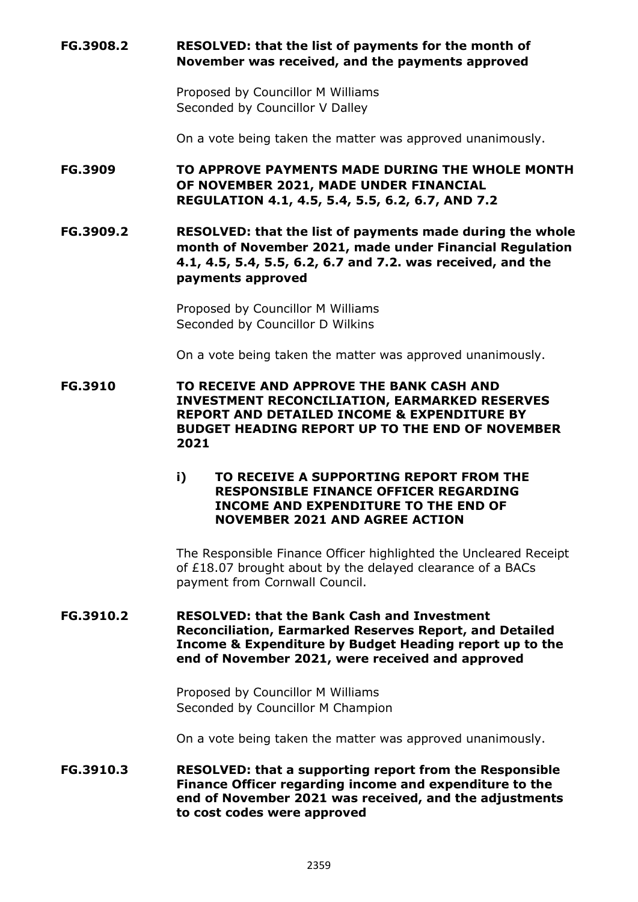**FG.3908.2 RESOLVED: that the list of payments for the month of November was received, and the payments approved**

Proposed by Councillor M Williams
Seconded by Councillor V Dalley

On a vote being taken the matter was approved unanimously.

**FG.3909 TO APPROVE PAYMENTS MADE DURING THE WHOLE MONTH OF NOVEMBER 2021, MADE UNDER FINANCIAL REGULATION 4.1, 4.5, 5.4, 5.5, 6.2, 6.7, AND 7.2**

**FG.3909.2 RESOLVED: that the list of payments made during the whole month of November 2021, made under Financial Regulation 4.1, 4.5, 5.4, 5.5, 6.2, 6.7 and 7.2. was received, and the payments approved**

Proposed by Councillor M Williams
Seconded by Councillor D Wilkins

On a vote being taken the matter was approved unanimously.

**FG.3910 TO RECEIVE AND APPROVE THE BANK CASH AND INVESTMENT RECONCILIATION, EARMARKED RESERVES REPORT AND DETAILED INCOME & EXPENDITURE BY BUDGET HEADING REPORT UP TO THE END OF NOVEMBER 2021**

**i) TO RECEIVE A SUPPORTING REPORT FROM THE RESPONSIBLE FINANCE OFFICER REGARDING INCOME AND EXPENDITURE TO THE END OF NOVEMBER 2021 AND AGREE ACTION**

The Responsible Finance Officer highlighted the Uncleared Receipt of £18.07 brought about by the delayed clearance of a BACs payment from Cornwall Council.

**FG.3910.2 RESOLVED: that the Bank Cash and Investment Reconciliation, Earmarked Reserves Report, and Detailed Income & Expenditure by Budget Heading report up to the end of November 2021, were received and approved**

Proposed by Councillor M Williams
Seconded by Councillor M Champion

On a vote being taken the matter was approved unanimously.

**FG.3910.3 RESOLVED: that a supporting report from the Responsible Finance Officer regarding income and expenditure to the end of November 2021 was received, and the adjustments to cost codes were approved**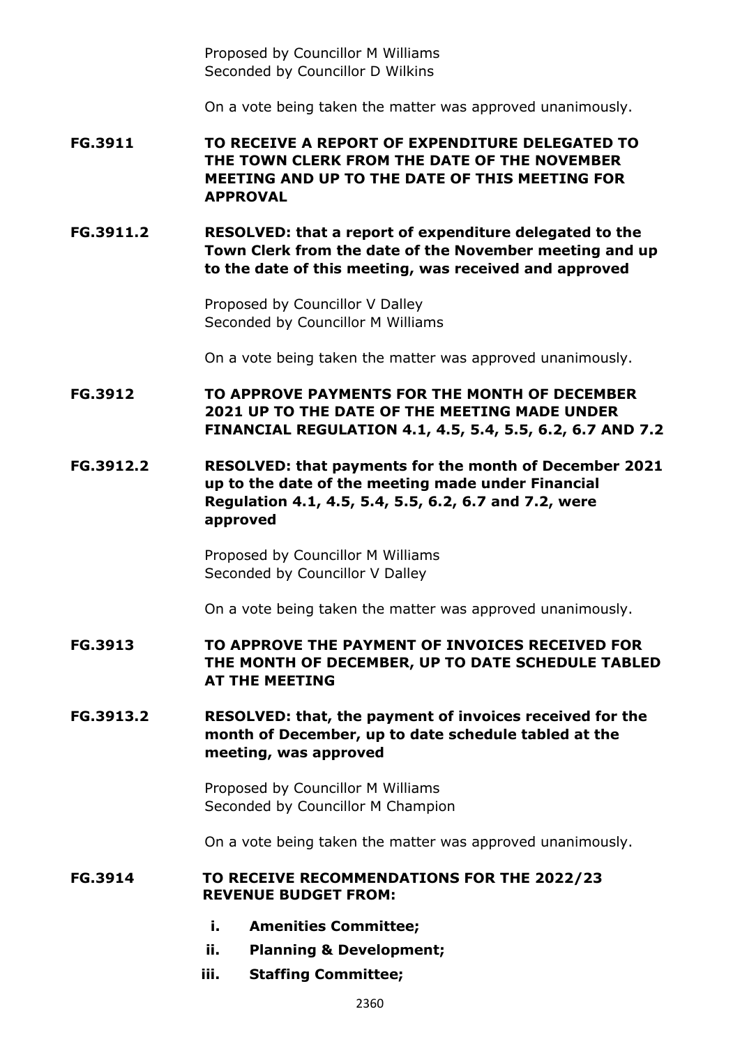Proposed by Councillor M Williams
Seconded by Councillor D Wilkins

On a vote being taken the matter was approved unanimously.

**FG.3911 TO RECEIVE A REPORT OF EXPENDITURE DELEGATED TO THE TOWN CLERK FROM THE DATE OF THE NOVEMBER MEETING AND UP TO THE DATE OF THIS MEETING FOR APPROVAL**

**FG.3911.2 RESOLVED: that a report of expenditure delegated to the Town Clerk from the date of the November meeting and up to the date of this meeting, was received and approved**

Proposed by Councillor V Dalley
Seconded by Councillor M Williams

On a vote being taken the matter was approved unanimously.

**FG.3912 TO APPROVE PAYMENTS FOR THE MONTH OF DECEMBER 2021 UP TO THE DATE OF THE MEETING MADE UNDER FINANCIAL REGULATION 4.1, 4.5, 5.4, 5.5, 6.2, 6.7 AND 7.2**

**FG.3912.2 RESOLVED: that payments for the month of December 2021 up to the date of the meeting made under Financial Regulation 4.1, 4.5, 5.4, 5.5, 6.2, 6.7 and 7.2, were approved**

Proposed by Councillor M Williams
Seconded by Councillor V Dalley

On a vote being taken the matter was approved unanimously.

**FG.3913 TO APPROVE THE PAYMENT OF INVOICES RECEIVED FOR THE MONTH OF DECEMBER, UP TO DATE SCHEDULE TABLED AT THE MEETING**

**FG.3913.2 RESOLVED: that, the payment of invoices received for the month of December, up to date schedule tabled at the meeting, was approved**

Proposed by Councillor M Williams
Seconded by Councillor M Champion

On a vote being taken the matter was approved unanimously.

**FG.3914 TO RECEIVE RECOMMENDATIONS FOR THE 2022/23 REVENUE BUDGET FROM:**

- **i. Amenities Committee;**
- **ii. Planning & Development;**
- **iii. Staffing Committee;**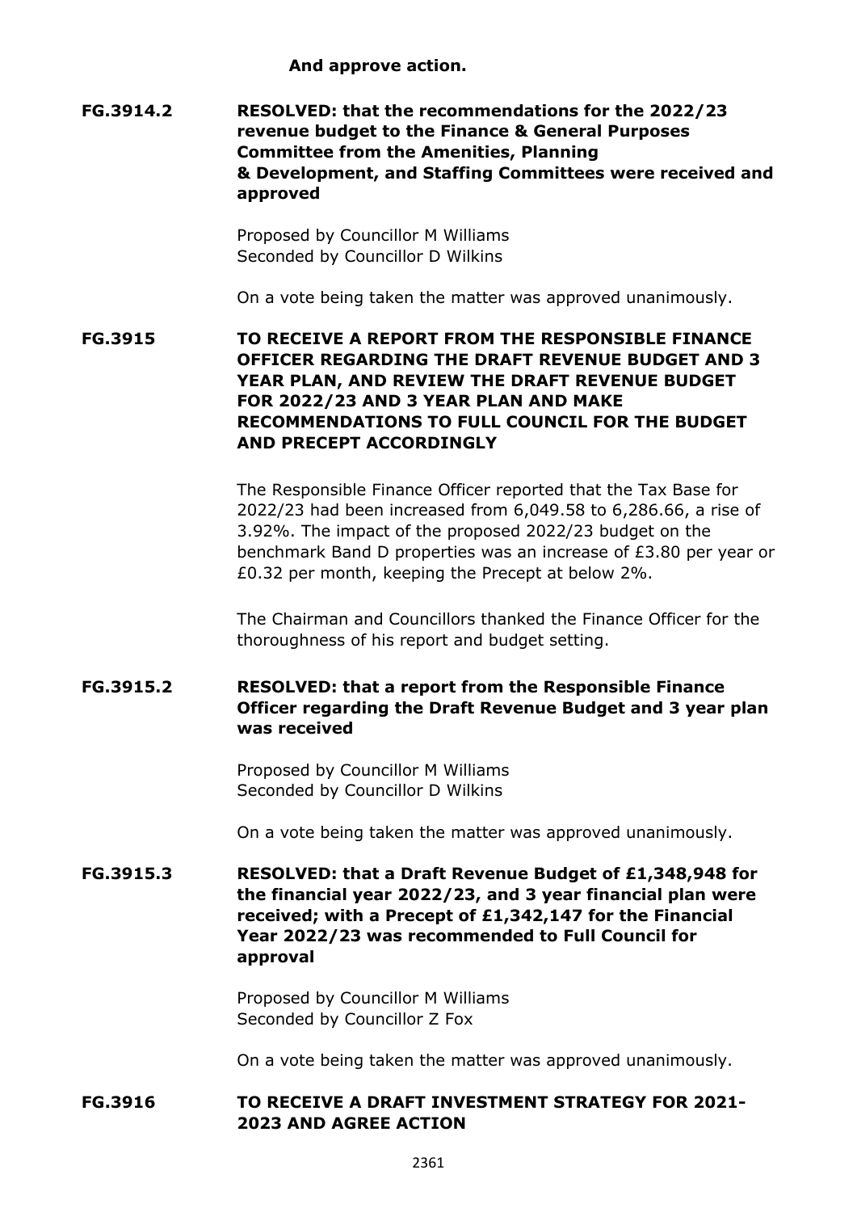**And approve action.**

**FG.3914.2 RESOLVED: that the recommendations for the 2022/23 revenue budget to the Finance & General Purposes Committee from the Amenities, Planning & Development, and Staffing Committees were received and approved**

Proposed by Councillor M Williams
Seconded by Councillor D Wilkins

On a vote being taken the matter was approved unanimously.

**FG.3915 TO RECEIVE A REPORT FROM THE RESPONSIBLE FINANCE OFFICER REGARDING THE DRAFT REVENUE BUDGET AND 3 YEAR PLAN, AND REVIEW THE DRAFT REVENUE BUDGET FOR 2022/23 AND 3 YEAR PLAN AND MAKE RECOMMENDATIONS TO FULL COUNCIL FOR THE BUDGET AND PRECEPT ACCORDINGLY**

The Responsible Finance Officer reported that the Tax Base for 2022/23 had been increased from 6,049.58 to 6,286.66, a rise of 3.92%. The impact of the proposed 2022/23 budget on the benchmark Band D properties was an increase of £3.80 per year or £0.32 per month, keeping the Precept at below 2%.

The Chairman and Councillors thanked the Finance Officer for the thoroughness of his report and budget setting.

**FG.3915.2 RESOLVED: that a report from the Responsible Finance Officer regarding the Draft Revenue Budget and 3 year plan was received**

Proposed by Councillor M Williams
Seconded by Councillor D Wilkins

On a vote being taken the matter was approved unanimously.

**FG.3915.3 RESOLVED: that a Draft Revenue Budget of £1,348,948 for the financial year 2022/23, and 3 year financial plan were received; with a Precept of £1,342,147 for the Financial Year 2022/23 was recommended to Full Council for approval**

Proposed by Councillor M Williams
Seconded by Councillor Z Fox

On a vote being taken the matter was approved unanimously.

**FG.3916 TO RECEIVE A DRAFT INVESTMENT STRATEGY FOR 2021-2023 AND AGREE ACTION**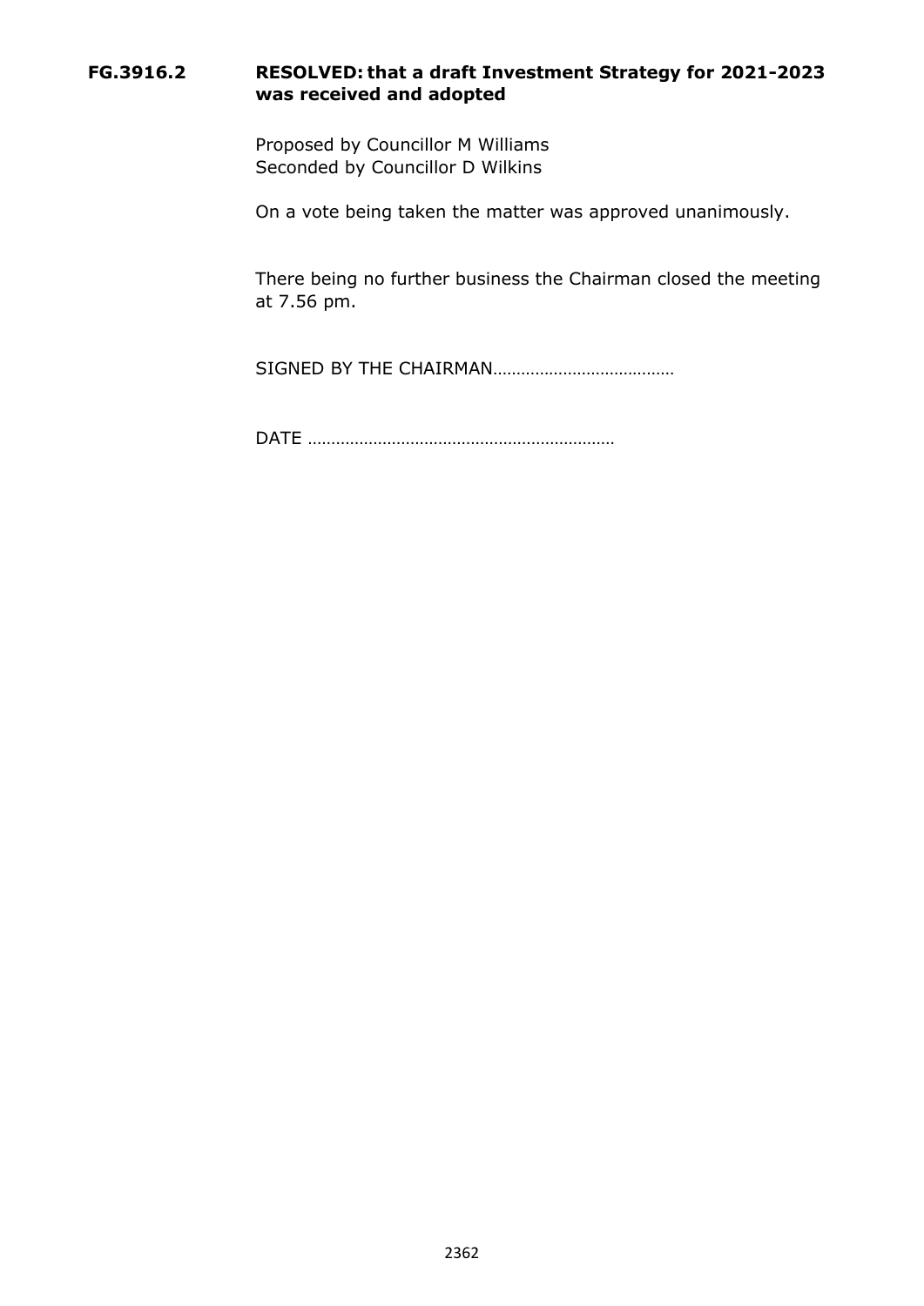**FG.3916.2 RESOLVED: that a draft Investment Strategy for 2021-2023 was received and adopted**

Proposed by Councillor M Williams
Seconded by Councillor D Wilkins

On a vote being taken the matter was approved unanimously.

There being no further business the Chairman closed the meeting at 7.56 pm.

SIGNED BY THE CHAIRMAN…………………………………

DATE …………………………………………………………